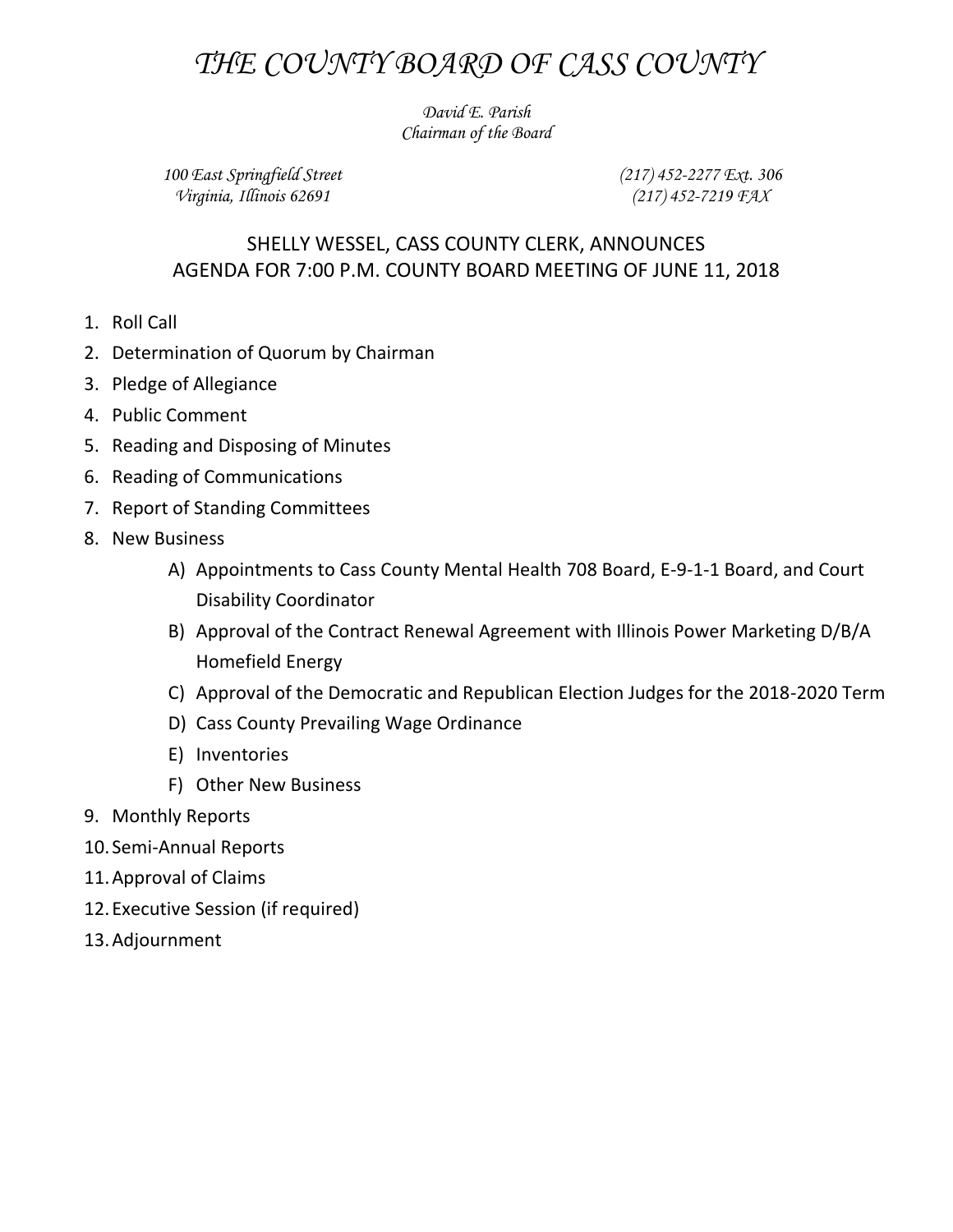# *THE COUNTY BOARD OF CASS COUNTY*

*David E. Parish*
*Chairman of the Board*

*100 East Springfield Street*
*Virginia, Illinois 62691*

*(217) 452-2277 Ext. 306*
*(217) 452-7219 FAX*

## SHELLY WESSEL, CASS COUNTY CLERK, ANNOUNCES AGENDA FOR 7:00 P.M. COUNTY BOARD MEETING OF JUNE 11, 2018

1. Roll Call
2. Determination of Quorum by Chairman
3. Pledge of Allegiance
4. Public Comment
5. Reading and Disposing of Minutes
6. Reading of Communications
7. Report of Standing Committees
8. New Business
   - A) Appointments to Cass County Mental Health 708 Board, E-9-1-1 Board, and Court Disability Coordinator
   - B) Approval of the Contract Renewal Agreement with Illinois Power Marketing D/B/A Homefield Energy
   - C) Approval of the Democratic and Republican Election Judges for the 2018-2020 Term
   - D) Cass County Prevailing Wage Ordinance
   - E) Inventories
   - F) Other New Business
9. Monthly Reports
10. Semi-Annual Reports
11. Approval of Claims
12. Executive Session (if required)
13. Adjournment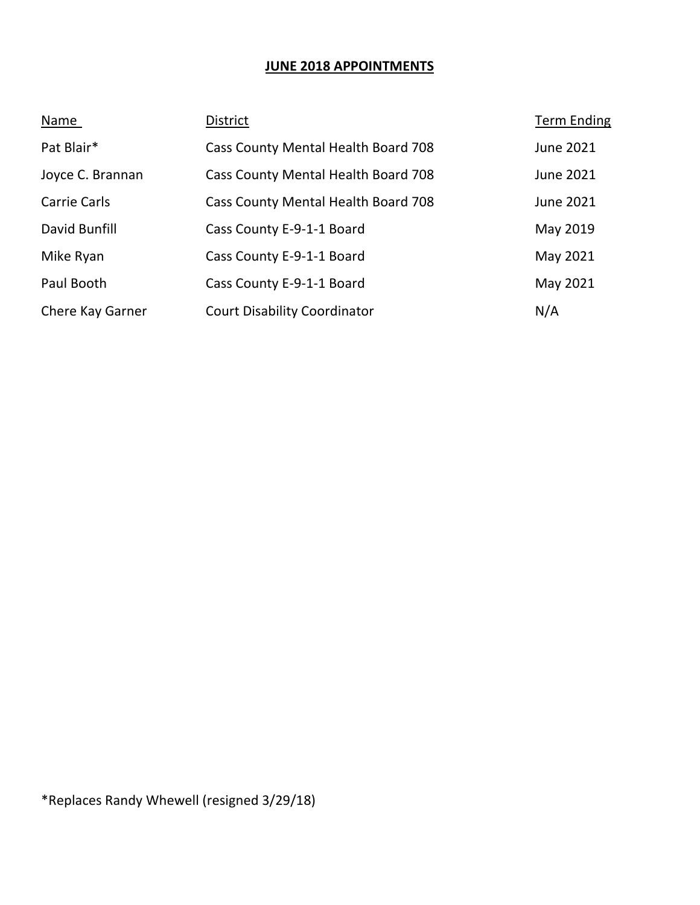## JUNE 2018 APPOINTMENTS

| Name | District | Term Ending |
|---|---|---|
| Pat Blair* | Cass County Mental Health Board 708 | June 2021 |
| Joyce C. Brannan | Cass County Mental Health Board 708 | June 2021 |
| Carrie Carls | Cass County Mental Health Board 708 | June 2021 |
| David Bunfill | Cass County E-9-1-1 Board | May 2019 |
| Mike Ryan | Cass County E-9-1-1 Board | May 2021 |
| Paul Booth | Cass County E-9-1-1 Board | May 2021 |
| Chere Kay Garner | Court Disability Coordinator | N/A |

*Replaces Randy Whewell (resigned 3/29/18)